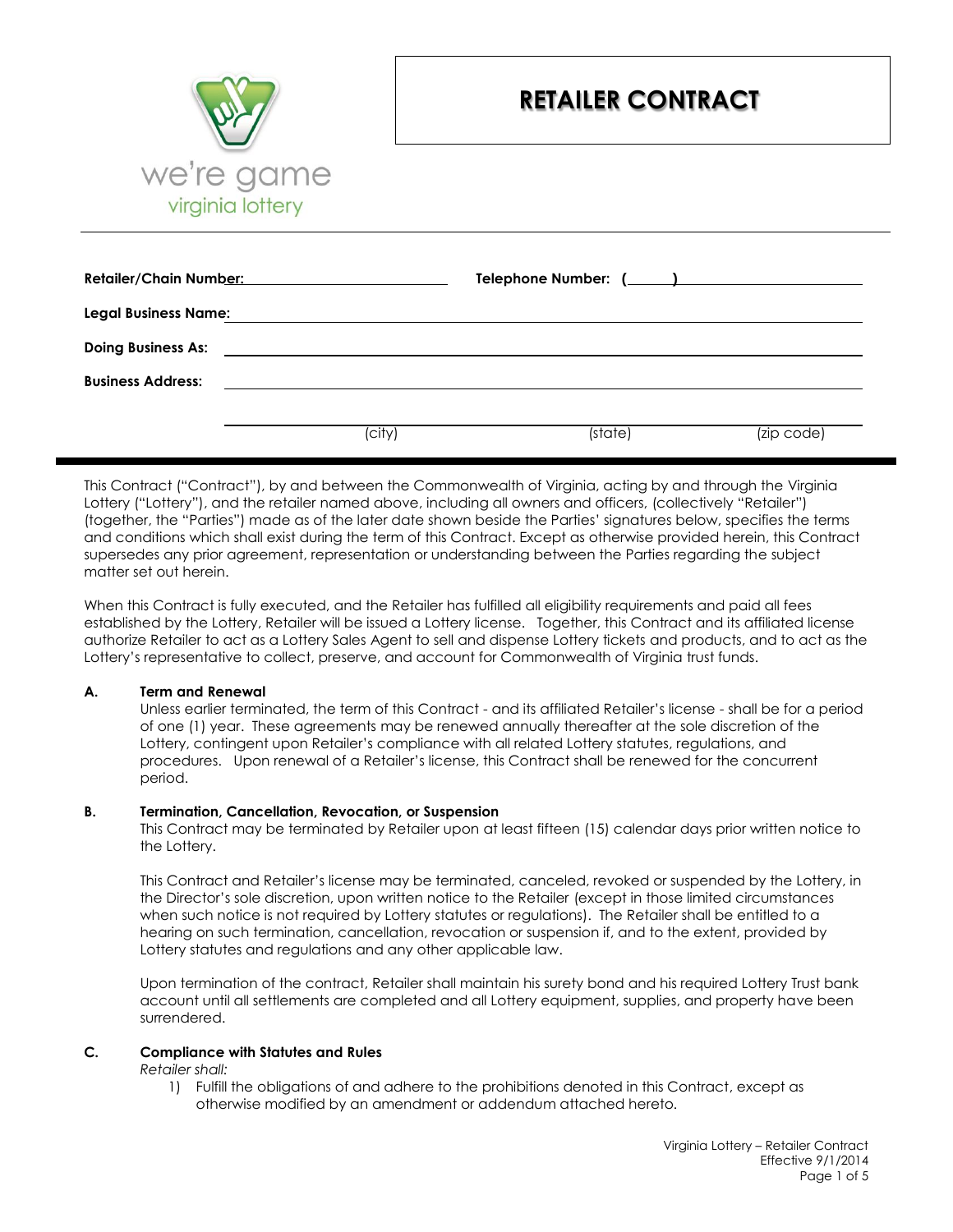we're game
virginia lottery

# RETAILER CONTRACT

**Retailer/Chain Number:** ______________________ **Telephone Number: (____)** ______________________

**Legal Business Name:** ______________________________________________

**Doing Business As:** ______________________________________________

**Business Address:** ______________________________________________

______________________ (city) ______________________ (state) ____________ (zip code)

---

This Contract ("Contract"), by and between the Commonwealth of Virginia, acting by and through the Virginia Lottery ("Lottery"), and the retailer named above, including all owners and officers, (collectively "Retailer") (together, the "Parties") made as of the later date shown beside the Parties' signatures below, specifies the terms and conditions which shall exist during the term of this Contract. Except as otherwise provided herein, this Contract supersedes any prior agreement, representation or understanding between the Parties regarding the subject matter set out herein.

When this Contract is fully executed, and the Retailer has fulfilled all eligibility requirements and paid all fees established by the Lottery, Retailer will be issued a Lottery license. Together, this Contract and its affiliated license authorize Retailer to act as a Lottery Sales Agent to sell and dispense Lottery tickets and products, and to act as the Lottery's representative to collect, preserve, and account for Commonwealth of Virginia trust funds.

**A. Term and Renewal**

Unless earlier terminated, the term of this Contract - and its affiliated Retailer's license - shall be for a period of one (1) year. These agreements may be renewed annually thereafter at the sole discretion of the Lottery, contingent upon Retailer's compliance with all related Lottery statutes, regulations, and procedures. Upon renewal of a Retailer's license, this Contract shall be renewed for the concurrent period.

**B. Termination, Cancellation, Revocation, or Suspension**

This Contract may be terminated by Retailer upon at least fifteen (15) calendar days prior written notice to the Lottery.

This Contract and Retailer's license may be terminated, canceled, revoked or suspended by the Lottery, in the Director's sole discretion, upon written notice to the Retailer (except in those limited circumstances when such notice is not required by Lottery statutes or regulations). The Retailer shall be entitled to a hearing on such termination, cancellation, revocation or suspension if, and to the extent, provided by Lottery statutes and regulations and any other applicable law.

Upon termination of the contract, Retailer shall maintain his surety bond and his required Lottery Trust bank account until all settlements are completed and all Lottery equipment, supplies, and property have been surrendered.

**C. Compliance with Statutes and Rules**

*Retailer shall:*

1) Fulfill the obligations of and adhere to the prohibitions denoted in this Contract, except as otherwise modified by an amendment or addendum attached hereto.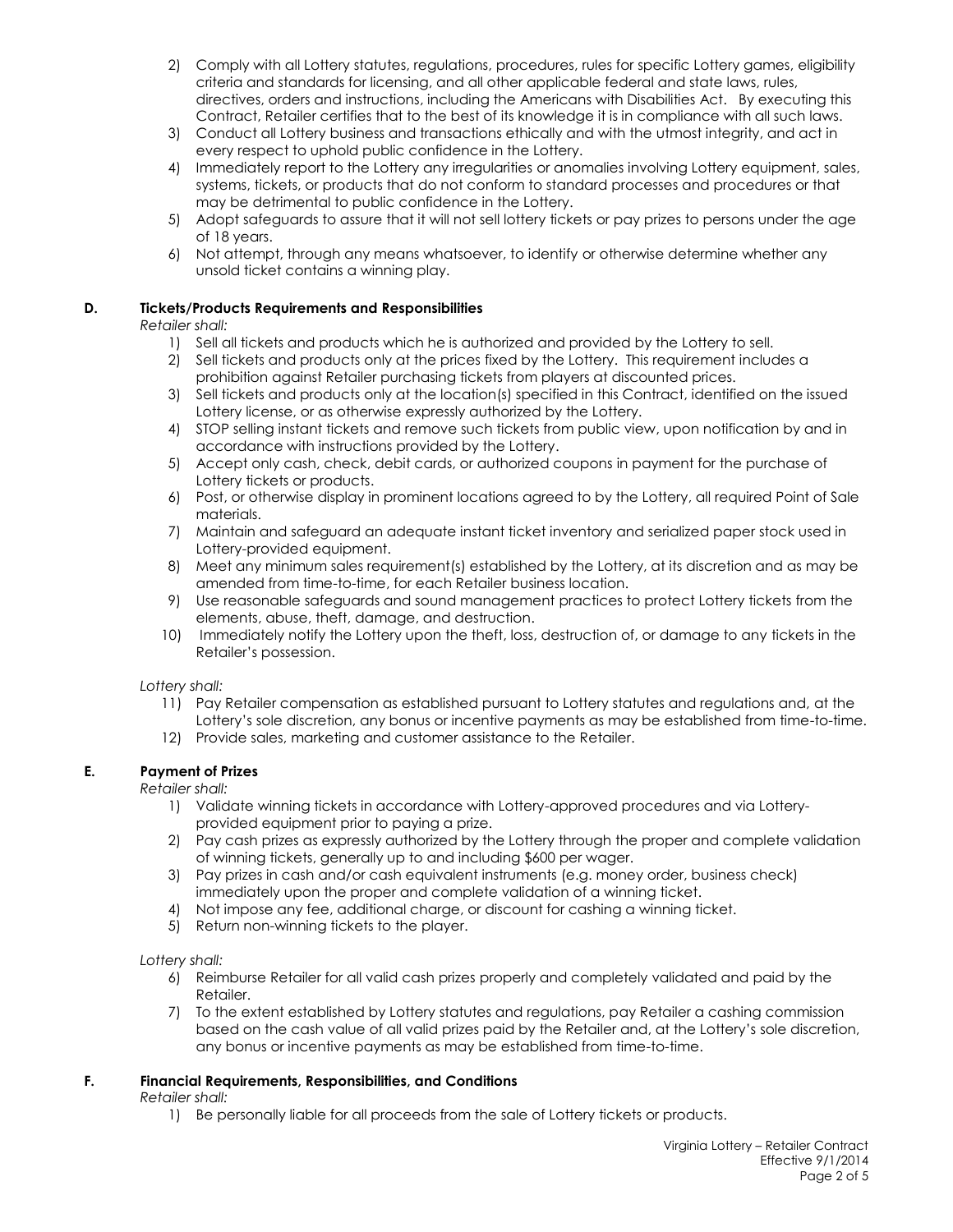2) Comply with all Lottery statutes, regulations, procedures, rules for specific Lottery games, eligibility criteria and standards for licensing, and all other applicable federal and state laws, rules, directives, orders and instructions, including the Americans with Disabilities Act. By executing this Contract, Retailer certifies that to the best of its knowledge it is in compliance with all such laws.
3) Conduct all Lottery business and transactions ethically and with the utmost integrity, and act in every respect to uphold public confidence in the Lottery.
4) Immediately report to the Lottery any irregularities or anomalies involving Lottery equipment, sales, systems, tickets, or products that do not conform to standard processes and procedures or that may be detrimental to public confidence in the Lottery.
5) Adopt safeguards to assure that it will not sell lottery tickets or pay prizes to persons under the age of 18 years.
6) Not attempt, through any means whatsoever, to identify or otherwise determine whether any unsold ticket contains a winning play.

### D. Tickets/Products Requirements and Responsibilities

*Retailer shall:*

1) Sell all tickets and products which he is authorized and provided by the Lottery to sell.
2) Sell tickets and products only at the prices fixed by the Lottery. This requirement includes a prohibition against Retailer purchasing tickets from players at discounted prices.
3) Sell tickets and products only at the location(s) specified in this Contract, identified on the issued Lottery license, or as otherwise expressly authorized by the Lottery.
4) STOP selling instant tickets and remove such tickets from public view, upon notification by and in accordance with instructions provided by the Lottery.
5) Accept only cash, check, debit cards, or authorized coupons in payment for the purchase of Lottery tickets or products.
6) Post, or otherwise display in prominent locations agreed to by the Lottery, all required Point of Sale materials.
7) Maintain and safeguard an adequate instant ticket inventory and serialized paper stock used in Lottery-provided equipment.
8) Meet any minimum sales requirement(s) established by the Lottery, at its discretion and as may be amended from time-to-time, for each Retailer business location.
9) Use reasonable safeguards and sound management practices to protect Lottery tickets from the elements, abuse, theft, damage, and destruction.
10) Immediately notify the Lottery upon the theft, loss, destruction of, or damage to any tickets in the Retailer's possession.

*Lottery shall:*

11) Pay Retailer compensation as established pursuant to Lottery statutes and regulations and, at the Lottery's sole discretion, any bonus or incentive payments as may be established from time-to-time.
12) Provide sales, marketing and customer assistance to the Retailer.

### E. Payment of Prizes

*Retailer shall:*

1) Validate winning tickets in accordance with Lottery-approved procedures and via Lottery-provided equipment prior to paying a prize.
2) Pay cash prizes as expressly authorized by the Lottery through the proper and complete validation of winning tickets, generally up to and including $600 per wager.
3) Pay prizes in cash and/or cash equivalent instruments (e.g. money order, business check) immediately upon the proper and complete validation of a winning ticket.
4) Not impose any fee, additional charge, or discount for cashing a winning ticket.
5) Return non-winning tickets to the player.

*Lottery shall:*

6) Reimburse Retailer for all valid cash prizes properly and completely validated and paid by the Retailer.
7) To the extent established by Lottery statutes and regulations, pay Retailer a cashing commission based on the cash value of all valid prizes paid by the Retailer and, at the Lottery's sole discretion, any bonus or incentive payments as may be established from time-to-time.

### F. Financial Requirements, Responsibilities, and Conditions

*Retailer shall:*

1) Be personally liable for all proceeds from the sale of Lottery tickets or products.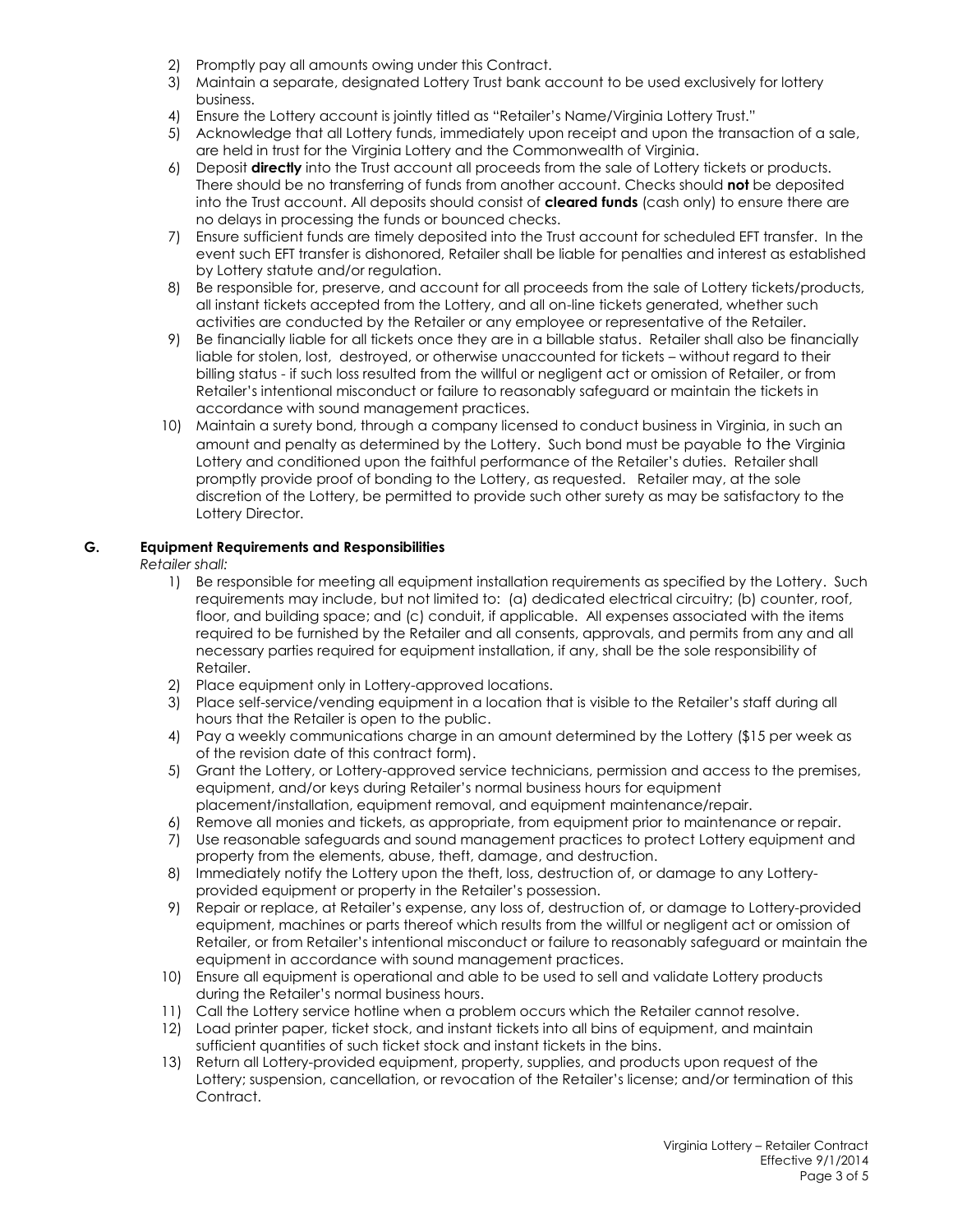2) Promptly pay all amounts owing under this Contract.
3) Maintain a separate, designated Lottery Trust bank account to be used exclusively for lottery business.
4) Ensure the Lottery account is jointly titled as "Retailer's Name/Virginia Lottery Trust."
5) Acknowledge that all Lottery funds, immediately upon receipt and upon the transaction of a sale, are held in trust for the Virginia Lottery and the Commonwealth of Virginia.
6) Deposit **directly** into the Trust account all proceeds from the sale of Lottery tickets or products. There should be no transferring of funds from another account. Checks should **not** be deposited into the Trust account. All deposits should consist of **cleared funds** (cash only) to ensure there are no delays in processing the funds or bounced checks.
7) Ensure sufficient funds are timely deposited into the Trust account for scheduled EFT transfer. In the event such EFT transfer is dishonored, Retailer shall be liable for penalties and interest as established by Lottery statute and/or regulation.
8) Be responsible for, preserve, and account for all proceeds from the sale of Lottery tickets/products, all instant tickets accepted from the Lottery, and all on-line tickets generated, whether such activities are conducted by the Retailer or any employee or representative of the Retailer.
9) Be financially liable for all tickets once they are in a billable status. Retailer shall also be financially liable for stolen, lost, destroyed, or otherwise unaccounted for tickets – without regard to their billing status - if such loss resulted from the willful or negligent act or omission of Retailer, or from Retailer's intentional misconduct or failure to reasonably safeguard or maintain the tickets in accordance with sound management practices.
10) Maintain a surety bond, through a company licensed to conduct business in Virginia, in such an amount and penalty as determined by the Lottery. Such bond must be payable to the Virginia Lottery and conditioned upon the faithful performance of the Retailer's duties. Retailer shall promptly provide proof of bonding to the Lottery, as requested. Retailer may, at the sole discretion of the Lottery, be permitted to provide such other surety as may be satisfactory to the Lottery Director.

**G. Equipment Requirements and Responsibilities**

*Retailer shall:*

1) Be responsible for meeting all equipment installation requirements as specified by the Lottery. Such requirements may include, but not limited to: (a) dedicated electrical circuitry; (b) counter, roof, floor, and building space; and (c) conduit, if applicable. All expenses associated with the items required to be furnished by the Retailer and all consents, approvals, and permits from any and all necessary parties required for equipment installation, if any, shall be the sole responsibility of Retailer.
2) Place equipment only in Lottery-approved locations.
3) Place self-service/vending equipment in a location that is visible to the Retailer's staff during all hours that the Retailer is open to the public.
4) Pay a weekly communications charge in an amount determined by the Lottery ($15 per week as of the revision date of this contract form).
5) Grant the Lottery, or Lottery-approved service technicians, permission and access to the premises, equipment, and/or keys during Retailer's normal business hours for equipment placement/installation, equipment removal, and equipment maintenance/repair.
6) Remove all monies and tickets, as appropriate, from equipment prior to maintenance or repair.
7) Use reasonable safeguards and sound management practices to protect Lottery equipment and property from the elements, abuse, theft, damage, and destruction.
8) Immediately notify the Lottery upon the theft, loss, destruction of, or damage to any Lottery-provided equipment or property in the Retailer's possession.
9) Repair or replace, at Retailer's expense, any loss of, destruction of, or damage to Lottery-provided equipment, machines or parts thereof which results from the willful or negligent act or omission of Retailer, or from Retailer's intentional misconduct or failure to reasonably safeguard or maintain the equipment in accordance with sound management practices.
10) Ensure all equipment is operational and able to be used to sell and validate Lottery products during the Retailer's normal business hours.
11) Call the Lottery service hotline when a problem occurs which the Retailer cannot resolve.
12) Load printer paper, ticket stock, and instant tickets into all bins of equipment, and maintain sufficient quantities of such ticket stock and instant tickets in the bins.
13) Return all Lottery-provided equipment, property, supplies, and products upon request of the Lottery; suspension, cancellation, or revocation of the Retailer's license; and/or termination of this Contract.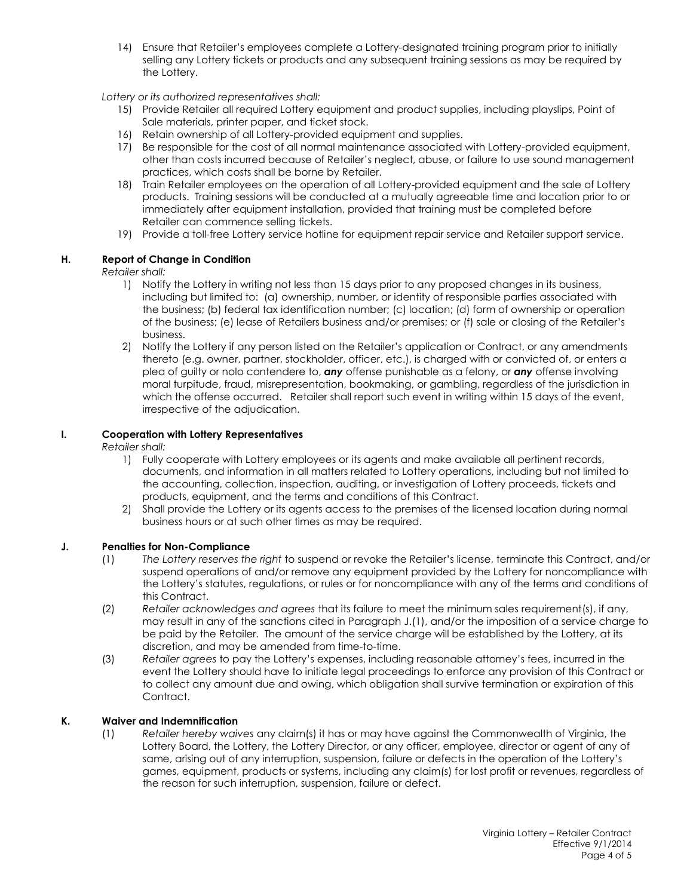14) Ensure that Retailer's employees complete a Lottery-designated training program prior to initially selling any Lottery tickets or products and any subsequent training sessions as may be required by the Lottery.

*Lottery or its authorized representatives shall:*

15) Provide Retailer all required Lottery equipment and product supplies, including playslips, Point of Sale materials, printer paper, and ticket stock.
16) Retain ownership of all Lottery-provided equipment and supplies.
17) Be responsible for the cost of all normal maintenance associated with Lottery-provided equipment, other than costs incurred because of Retailer's neglect, abuse, or failure to use sound management practices, which costs shall be borne by Retailer.
18) Train Retailer employees on the operation of all Lottery-provided equipment and the sale of Lottery products. Training sessions will be conducted at a mutually agreeable time and location prior to or immediately after equipment installation, provided that training must be completed before Retailer can commence selling tickets.
19) Provide a toll-free Lottery service hotline for equipment repair service and Retailer support service.

### H. Report of Change in Condition

*Retailer shall:*

1) Notify the Lottery in writing not less than 15 days prior to any proposed changes in its business, including but not limited to: (a) ownership, number, or identity of responsible parties associated with the business; (b) federal tax identification number; (c) location; (d) form of ownership or operation of the business; (e) lease of Retailers business and/or premises; or (f) sale or closing of the Retailer's business.
2) Notify the Lottery if any person listed on the Retailer's application or Contract, or any amendments thereto (e.g. owner, partner, stockholder, officer, etc.), is charged with or convicted of, or enters a plea of guilty or nolo contendere to, ***any*** offense punishable as a felony, or ***any*** offense involving moral turpitude, fraud, misrepresentation, bookmaking, or gambling, regardless of the jurisdiction in which the offense occurred. Retailer shall report such event in writing within 15 days of the event, irrespective of the adjudication.

### I. Cooperation with Lottery Representatives

*Retailer shall:*

1) Fully cooperate with Lottery employees or its agents and make available all pertinent records, documents, and information in all matters related to Lottery operations, including but not limited to the accounting, collection, inspection, auditing, or investigation of Lottery proceeds, tickets and products, equipment, and the terms and conditions of this Contract.
2) Shall provide the Lottery or its agents access to the premises of the licensed location during normal business hours or at such other times as may be required.

### J. Penalties for Non-Compliance

(1) *The Lottery reserves the right* to suspend or revoke the Retailer's license, terminate this Contract, and/or suspend operations of and/or remove any equipment provided by the Lottery for noncompliance with the Lottery's statutes, regulations, or rules or for noncompliance with any of the terms and conditions of this Contract.

(2) *Retailer acknowledges and agrees* that its failure to meet the minimum sales requirement(s), if any, may result in any of the sanctions cited in Paragraph J.(1), and/or the imposition of a service charge to be paid by the Retailer. The amount of the service charge will be established by the Lottery, at its discretion, and may be amended from time-to-time.

(3) *Retailer agrees* to pay the Lottery's expenses, including reasonable attorney's fees, incurred in the event the Lottery should have to initiate legal proceedings to enforce any provision of this Contract or to collect any amount due and owing, which obligation shall survive termination or expiration of this Contract.

### K. Waiver and Indemnification

(1) *Retailer hereby waives* any claim(s) it has or may have against the Commonwealth of Virginia, the Lottery Board, the Lottery, the Lottery Director, or any officer, employee, director or agent of any of same, arising out of any interruption, suspension, failure or defects in the operation of the Lottery's games, equipment, products or systems, including any claim(s) for lost profit or revenues, regardless of the reason for such interruption, suspension, failure or defect.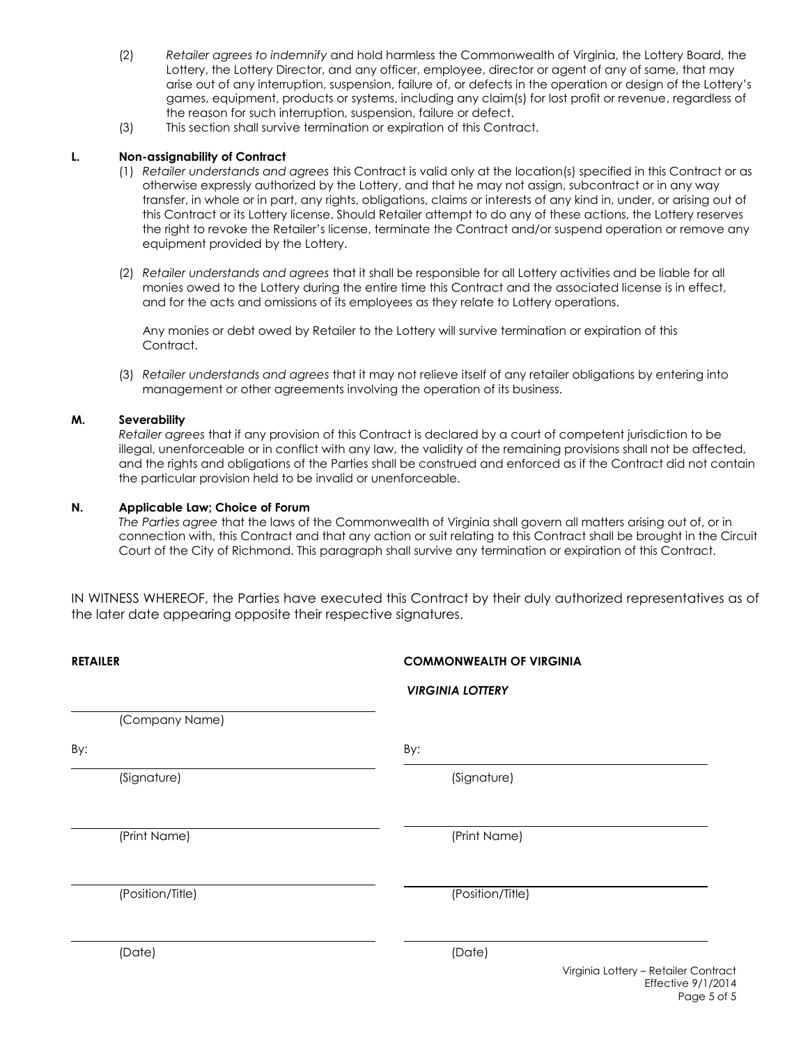(2) *Retailer agrees to indemnify* and hold harmless the Commonwealth of Virginia, the Lottery Board, the Lottery, the Lottery Director, and any officer, employee, director or agent of any of same, that may arise out of any interruption, suspension, failure of, or defects in the operation or design of the Lottery's games, equipment, products or systems, including any claim(s) for lost profit or revenue, regardless of the reason for such interruption, suspension, failure or defect.

(3) This section shall survive termination or expiration of this Contract.

**L. Non-assignability of Contract**

(1) *Retailer understands and agrees* this Contract is valid only at the location(s) specified in this Contract or as otherwise expressly authorized by the Lottery, and that he may not assign, subcontract or in any way transfer, in whole or in part, any rights, obligations, claims or interests of any kind in, under, or arising out of this Contract or its Lottery license. Should Retailer attempt to do any of these actions, the Lottery reserves the right to revoke the Retailer's license, terminate the Contract and/or suspend operation or remove any equipment provided by the Lottery.

(2) *Retailer understands and agrees* that it shall be responsible for all Lottery activities and be liable for all monies owed to the Lottery during the entire time this Contract and the associated license is in effect, and for the acts and omissions of its employees as they relate to Lottery operations.

Any monies or debt owed by Retailer to the Lottery will survive termination or expiration of this Contract.

(3) *Retailer understands and agrees* that it may not relieve itself of any retailer obligations by entering into management or other agreements involving the operation of its business.

**M. Severability**

*Retailer agrees* that if any provision of this Contract is declared by a court of competent jurisdiction to be illegal, unenforceable or in conflict with any law, the validity of the remaining provisions shall not be affected, and the rights and obligations of the Parties shall be construed and enforced as if the Contract did not contain the particular provision held to be invalid or unenforceable.

**N. Applicable Law; Choice of Forum**

*The Parties agree* that the laws of the Commonwealth of Virginia shall govern all matters arising out of, or in connection with, this Contract and that any action or suit relating to this Contract shall be brought in the Circuit Court of the City of Richmond. This paragraph shall survive any termination or expiration of this Contract.

IN WITNESS WHEREOF, the Parties have executed this Contract by their duly authorized representatives as of the later date appearing opposite their respective signatures.

| **RETAILER** | **COMMONWEALTH OF VIRGINIA** |
|---|---|
| | ***VIRGINIA LOTTERY*** |
| (Company Name) | |
| By: (Signature) | By: (Signature) |
| (Print Name) | (Print Name) |
| (Position/Title) | (Position/Title) |
| (Date) | (Date) |

Virginia Lottery – Retailer Contract
Effective 9/1/2014